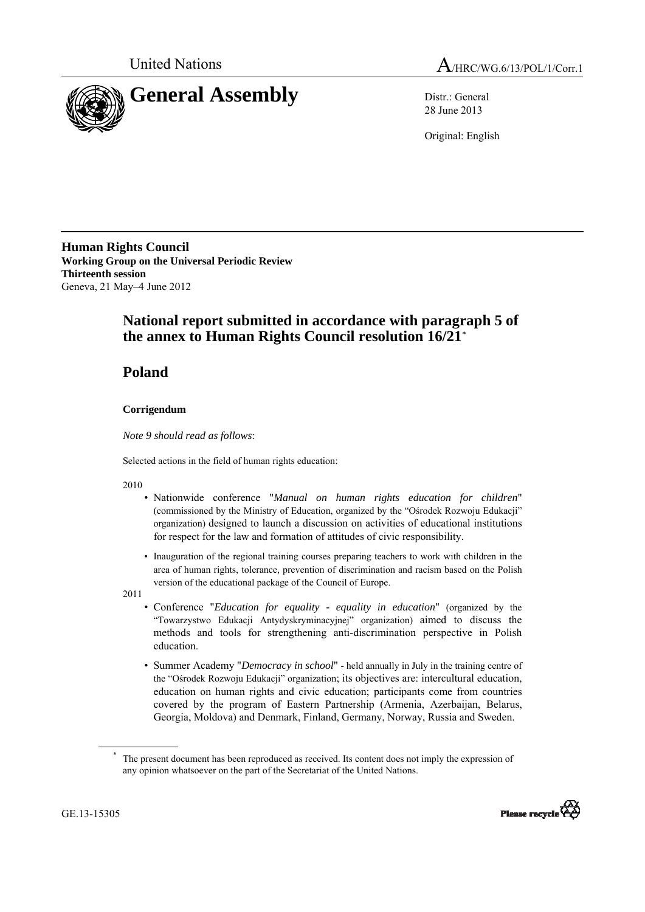United Nations A/HRC/WG.6/13/POL/1/Corr.1

# General Assembly

Distr.: General
28 June 2013

Original: English

**Human Rights Council**
**Working Group on the Universal Periodic Review**
**Thirteenth session**
Geneva, 21 May–4 June 2012

## National report submitted in accordance with paragraph 5 of the annex to Human Rights Council resolution 16/21*

## Poland

### Corrigendum

*Note 9 should read as follows*:

Selected actions in the field of human rights education:

2010

- Nationwide conference "*Manual on human rights education for children*" (commissioned by the Ministry of Education, organized by the "Ośrodek Rozwoju Edukacji" organization) designed to launch a discussion on activities of educational institutions for respect for the law and formation of attitudes of civic responsibility.
- Inauguration of the regional training courses preparing teachers to work with children in the area of human rights, tolerance, prevention of discrimination and racism based on the Polish version of the educational package of the Council of Europe.

2011

- Conference "*Education for equality - equality in education*" (organized by the "Towarzystwo Edukacji Antydyskryminacyjnej" organization) aimed to discuss the methods and tools for strengthening anti-discrimination perspective in Polish education.
- Summer Academy "*Democracy in school*" - held annually in July in the training centre of the "Ośrodek Rozwoju Edukacji" organization; its objectives are: intercultural education, education on human rights and civic education; participants come from countries covered by the program of Eastern Partnership (Armenia, Azerbaijan, Belarus, Georgia, Moldova) and Denmark, Finland, Germany, Norway, Russia and Sweden.

* The present document has been reproduced as received. Its content does not imply the expression of any opinion whatsoever on the part of the Secretariat of the United Nations.

GE.13-15305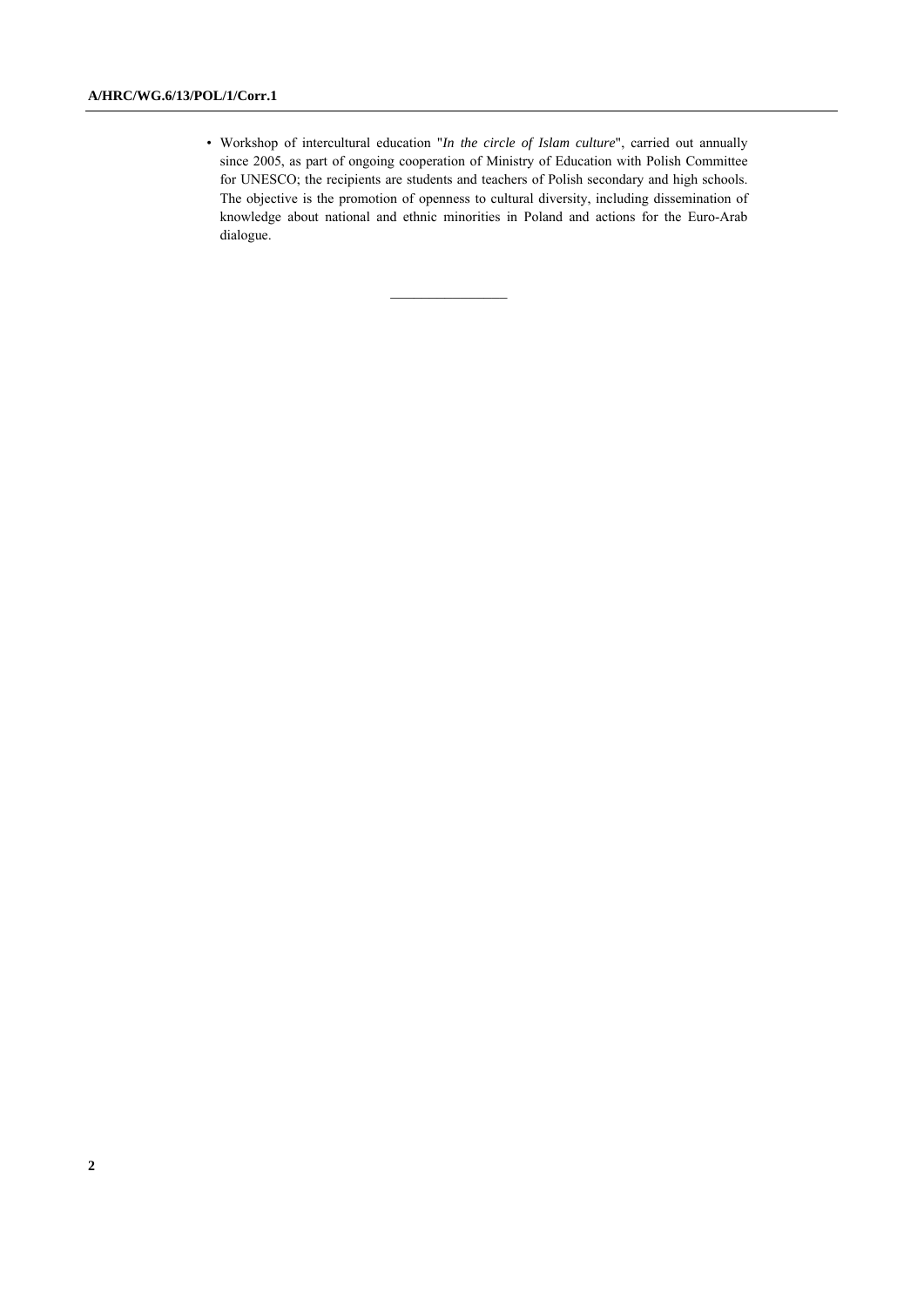- Workshop of intercultural education "*In the circle of Islam culture*", carried out annually since 2005, as part of ongoing cooperation of Ministry of Education with Polish Committee for UNESCO; the recipients are students and teachers of Polish secondary and high schools. The objective is the promotion of openness to cultural diversity, including dissemination of knowledge about national and ethnic minorities in Poland and actions for the Euro-Arab dialogue.